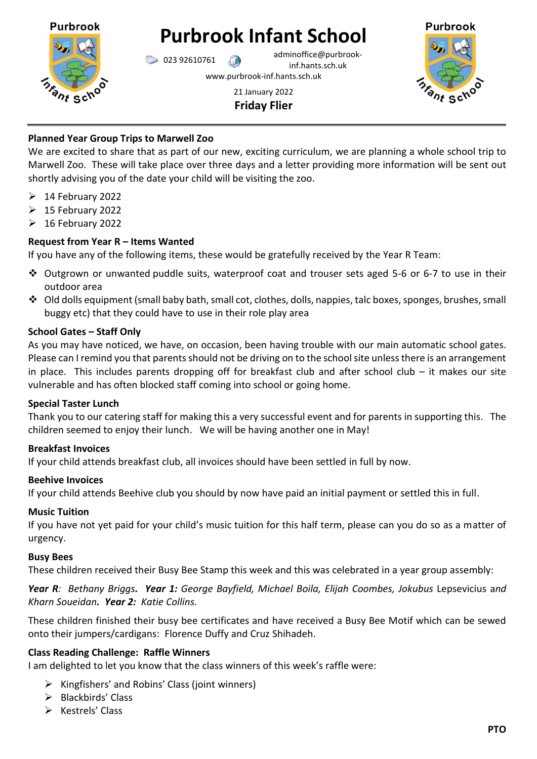# Purbrook Infant School

023 92610761 adminoffice@purbrook-inf.hants.sch.uk

www.purbrook-inf.hants.sch.uk

21 January 2022

**Friday Flier**

---

**Planned Year Group Trips to Marwell Zoo**

We are excited to share that as part of our new, exciting curriculum, we are planning a whole school trip to Marwell Zoo. These will take place over three days and a letter providing more information will be sent out shortly advising you of the date your child will be visiting the zoo.

- 14 February 2022
- 15 February 2022
- 16 February 2022

**Request from Year R – Items Wanted**

If you have any of the following items, these would be gratefully received by the Year R Team:

- Outgrown or unwanted puddle suits, waterproof coat and trouser sets aged 5-6 or 6-7 to use in their outdoor area
- Old dolls equipment (small baby bath, small cot, clothes, dolls, nappies, talc boxes, sponges, brushes, small buggy etc) that they could have to use in their role play area

**School Gates – Staff Only**

As you may have noticed, we have, on occasion, been having trouble with our main automatic school gates. Please can I remind you that parents should not be driving on to the school site unless there is an arrangement in place. This includes parents dropping off for breakfast club and after school club – it makes our site vulnerable and has often blocked staff coming into school or going home.

**Special Taster Lunch**

Thank you to our catering staff for making this a very successful event and for parents in supporting this. The children seemed to enjoy their lunch. We will be having another one in May!

**Breakfast Invoices**

If your child attends breakfast club, all invoices should have been settled in full by now.

**Beehive Invoices**

If your child attends Beehive club you should by now have paid an initial payment or settled this in full.

**Music Tuition**

If you have not yet paid for your child's music tuition for this half term, please can you do so as a matter of urgency.

**Busy Bees**

These children received their Busy Bee Stamp this week and this was celebrated in a year group assembly:

***Year R**: Bethany Briggs.* ***Year 1:** George Bayfield, Michael Boila, Elijah Coombes, Jokubus* Lepsevicius a*nd Kharn Soueidan.* ***Year 2:** Katie Collins.*

These children finished their busy bee certificates and have received a Busy Bee Motif which can be sewed onto their jumpers/cardigans: Florence Duffy and Cruz Shihadeh.

**Class Reading Challenge: Raffle Winners**

I am delighted to let you know that the class winners of this week's raffle were:

- Kingfishers' and Robins' Class (joint winners)
- Blackbirds' Class
- Kestrels' Class

**PTO**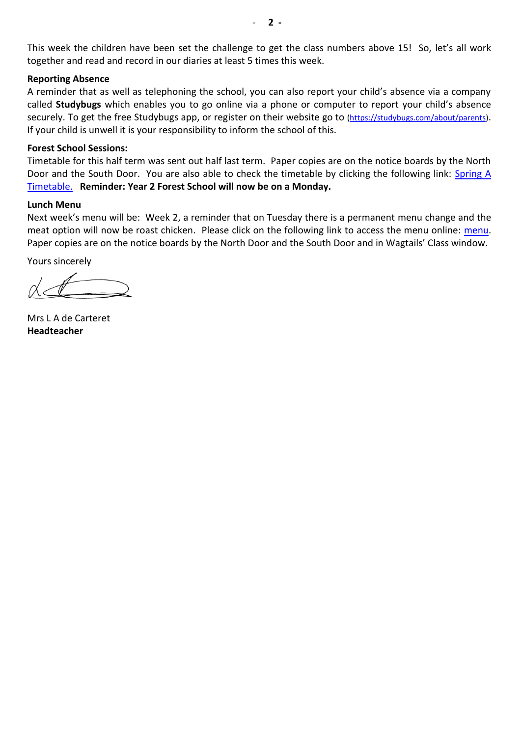This week the children have been set the challenge to get the class numbers above 15! So, let's all work together and read and record in our diaries at least 5 times this week.

**Reporting Absence**

A reminder that as well as telephoning the school, you can also report your child's absence via a company called **Studybugs** which enables you to go online via a phone or computer to report your child's absence securely. To get the free Studybugs app, or register on their website go to (https://studybugs.com/about/parents). If your child is unwell it is your responsibility to inform the school of this.

**Forest School Sessions:**

Timetable for this half term was sent out half last term. Paper copies are on the notice boards by the North Door and the South Door. You are also able to check the timetable by clicking the following link: Spring A Timetable. **Reminder: Year 2 Forest School will now be on a Monday.**

**Lunch Menu**

Next week's menu will be: Week 2, a reminder that on Tuesday there is a permanent menu change and the meat option will now be roast chicken. Please click on the following link to access the menu online: menu. Paper copies are on the notice boards by the North Door and the South Door and in Wagtails' Class window.

Yours sincerely

Mrs L A de Carteret
**Headteacher**